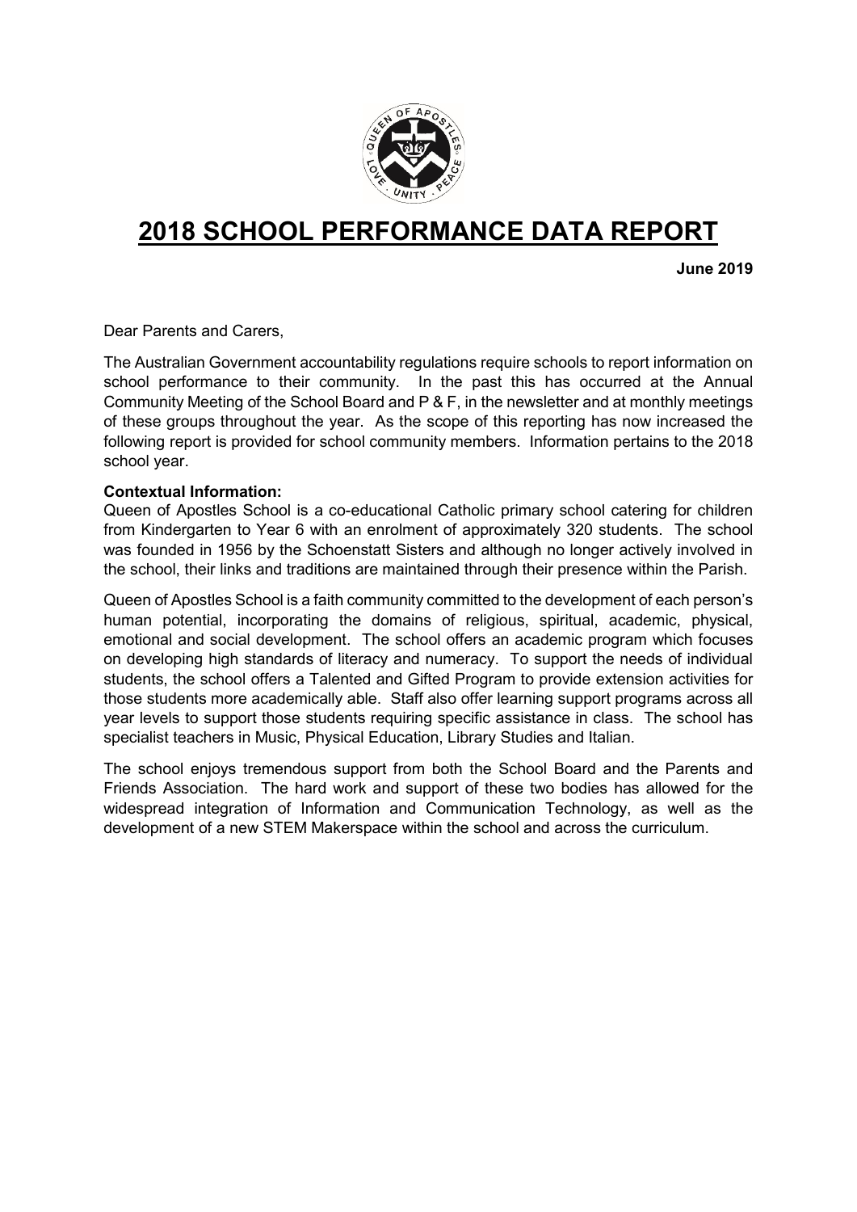# 2018 SCHOOL PERFORMANCE DATA REPORT

**June 2019**

Dear Parents and Carers,

The Australian Government accountability regulations require schools to report information on school performance to their community. In the past this has occurred at the Annual Community Meeting of the School Board and P & F, in the newsletter and at monthly meetings of these groups throughout the year. As the scope of this reporting has now increased the following report is provided for school community members. Information pertains to the 2018 school year.

**Contextual Information:**

Queen of Apostles School is a co-educational Catholic primary school catering for children from Kindergarten to Year 6 with an enrolment of approximately 320 students. The school was founded in 1956 by the Schoenstatt Sisters and although no longer actively involved in the school, their links and traditions are maintained through their presence within the Parish.

Queen of Apostles School is a faith community committed to the development of each person's human potential, incorporating the domains of religious, spiritual, academic, physical, emotional and social development. The school offers an academic program which focuses on developing high standards of literacy and numeracy. To support the needs of individual students, the school offers a Talented and Gifted Program to provide extension activities for those students more academically able. Staff also offer learning support programs across all year levels to support those students requiring specific assistance in class. The school has specialist teachers in Music, Physical Education, Library Studies and Italian.

The school enjoys tremendous support from both the School Board and the Parents and Friends Association. The hard work and support of these two bodies has allowed for the widespread integration of Information and Communication Technology, as well as the development of a new STEM Makerspace within the school and across the curriculum.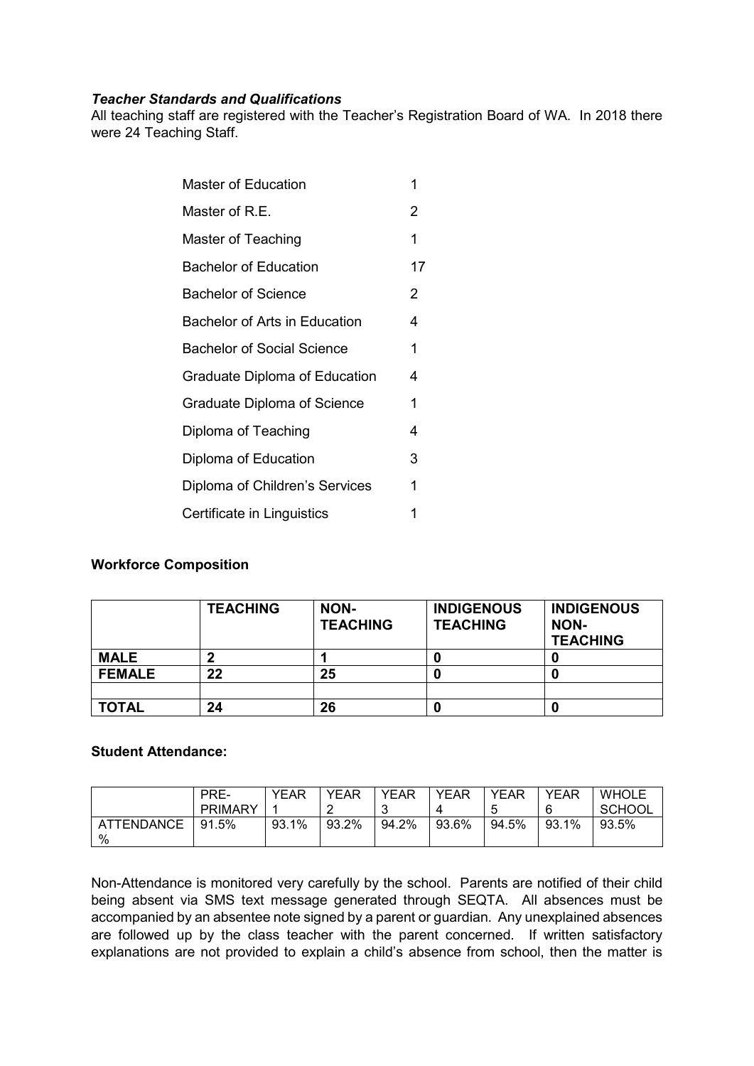***Teacher Standards and Qualifications***

All teaching staff are registered with the Teacher's Registration Board of WA. In 2018 there were 24 Teaching Staff.

| | |
|---|---|
| Master of Education | 1 |
| Master of R.E. | 2 |
| Master of Teaching | 1 |
| Bachelor of Education | 17 |
| Bachelor of Science | 2 |
| Bachelor of Arts in Education | 4 |
| Bachelor of Social Science | 1 |
| Graduate Diploma of Education | 4 |
| Graduate Diploma of Science | 1 |
| Diploma of Teaching | 4 |
| Diploma of Education | 3 |
| Diploma of Children's Services | 1 |
| Certificate in Linguistics | 1 |

**Workforce Composition**

| | **TEACHING** | **NON-TEACHING** | **INDIGENOUS TEACHING** | **INDIGENOUS NON-TEACHING** |
|---|---|---|---|---|
| **MALE** | **2** | **1** | **0** | **0** |
| **FEMALE** | **22** | **25** | **0** | **0** |
| | | | | |
| **TOTAL** | **24** | **26** | **0** | **0** |

**Student Attendance:**

| | PRE-PRIMARY | YEAR 1 | YEAR 2 | YEAR 3 | YEAR 4 | YEAR 5 | YEAR 6 | WHOLE SCHOOL |
|---|---|---|---|---|---|---|---|---|
| ATTENDANCE % | 91.5% | 93.1% | 93.2% | 94.2% | 93.6% | 94.5% | 93.1% | 93.5% |

Non-Attendance is monitored very carefully by the school. Parents are notified of their child being absent via SMS text message generated through SEQTA. All absences must be accompanied by an absentee note signed by a parent or guardian. Any unexplained absences are followed up by the class teacher with the parent concerned. If written satisfactory explanations are not provided to explain a child's absence from school, then the matter is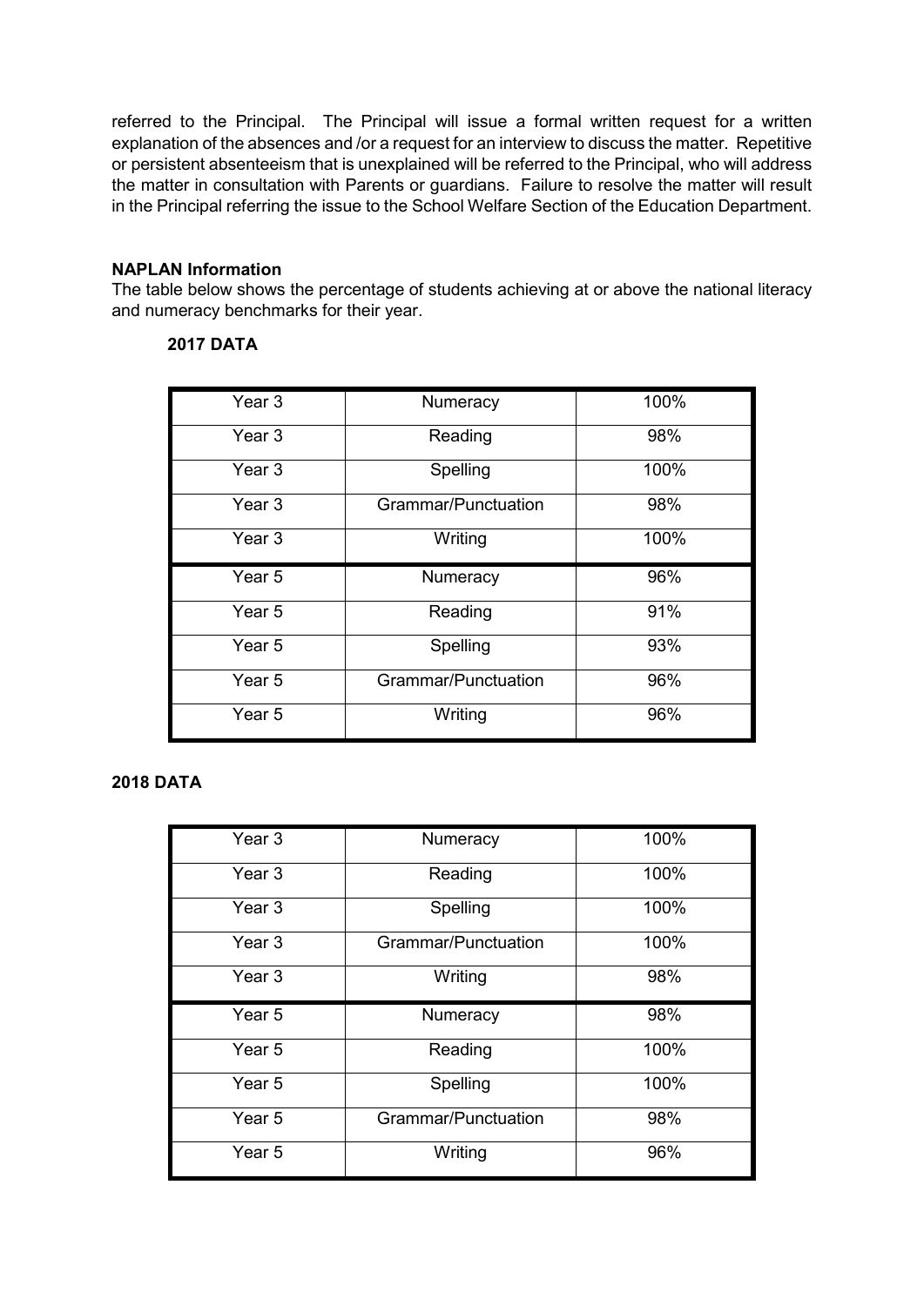referred to the Principal. The Principal will issue a formal written request for a written explanation of the absences and /or a request for an interview to discuss the matter. Repetitive or persistent absenteeism that is unexplained will be referred to the Principal, who will address the matter in consultation with Parents or guardians. Failure to resolve the matter will result in the Principal referring the issue to the School Welfare Section of the Education Department.

**NAPLAN Information**

The table below shows the percentage of students achieving at or above the national literacy and numeracy benchmarks for their year.

**2017 DATA**

| | | |
|---|---|---|
| Year 3 | Numeracy | 100% |
| Year 3 | Reading | 98% |
| Year 3 | Spelling | 100% |
| Year 3 | Grammar/Punctuation | 98% |
| Year 3 | Writing | 100% |
| Year 5 | Numeracy | 96% |
| Year 5 | Reading | 91% |
| Year 5 | Spelling | 93% |
| Year 5 | Grammar/Punctuation | 96% |
| Year 5 | Writing | 96% |

**2018 DATA**

| | | |
|---|---|---|
| Year 3 | Numeracy | 100% |
| Year 3 | Reading | 100% |
| Year 3 | Spelling | 100% |
| Year 3 | Grammar/Punctuation | 100% |
| Year 3 | Writing | 98% |
| Year 5 | Numeracy | 98% |
| Year 5 | Reading | 100% |
| Year 5 | Spelling | 100% |
| Year 5 | Grammar/Punctuation | 98% |
| Year 5 | Writing | 96% |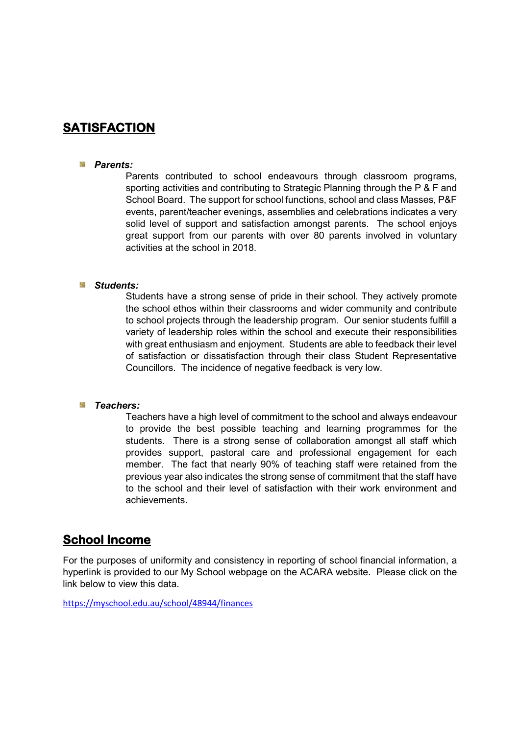## SATISFACTION

- ***Parents:***

  Parents contributed to school endeavours through classroom programs, sporting activities and contributing to Strategic Planning through the P & F and School Board. The support for school functions, school and class Masses, P&F events, parent/teacher evenings, assemblies and celebrations indicates a very solid level of support and satisfaction amongst parents. The school enjoys great support from our parents with over 80 parents involved in voluntary activities at the school in 2018.

- ***Students:***

  Students have a strong sense of pride in their school. They actively promote the school ethos within their classrooms and wider community and contribute to school projects through the leadership program. Our senior students fulfill a variety of leadership roles within the school and execute their responsibilities with great enthusiasm and enjoyment. Students are able to feedback their level of satisfaction or dissatisfaction through their class Student Representative Councillors. The incidence of negative feedback is very low.

- ***Teachers:***

  Teachers have a high level of commitment to the school and always endeavour to provide the best possible teaching and learning programmes for the students. There is a strong sense of collaboration amongst all staff which provides support, pastoral care and professional engagement for each member. The fact that nearly 90% of teaching staff were retained from the previous year also indicates the strong sense of commitment that the staff have to the school and their level of satisfaction with their work environment and achievements.

## School Income

For the purposes of uniformity and consistency in reporting of school financial information, a hyperlink is provided to our My School webpage on the ACARA website. Please click on the link below to view this data.

https://myschool.edu.au/school/48944/finances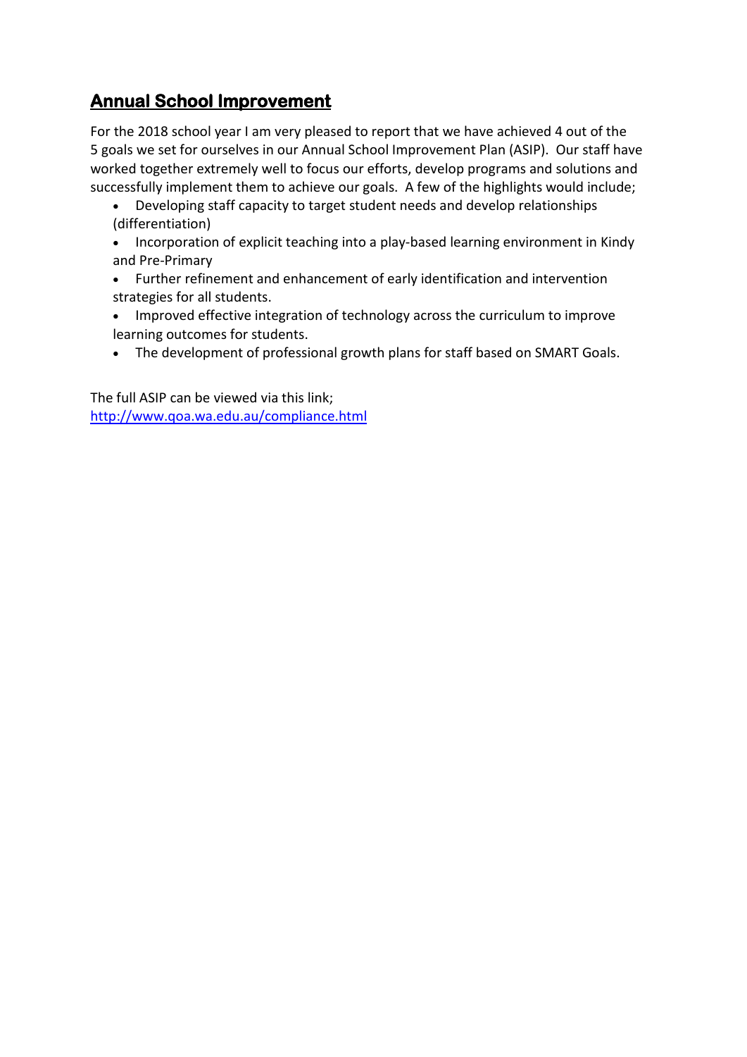## Annual School Improvement

For the 2018 school year I am very pleased to report that we have achieved 4 out of the 5 goals we set for ourselves in our Annual School Improvement Plan (ASIP). Our staff have worked together extremely well to focus our efforts, develop programs and solutions and successfully implement them to achieve our goals. A few of the highlights would include;

- Developing staff capacity to target student needs and develop relationships (differentiation)
- Incorporation of explicit teaching into a play-based learning environment in Kindy and Pre-Primary
- Further refinement and enhancement of early identification and intervention strategies for all students.
- Improved effective integration of technology across the curriculum to improve learning outcomes for students.
- The development of professional growth plans for staff based on SMART Goals.

The full ASIP can be viewed via this link;
[http://www.qoa.wa.edu.au/compliance.html](http://www.qoa.wa.edu.au/compliance.html)